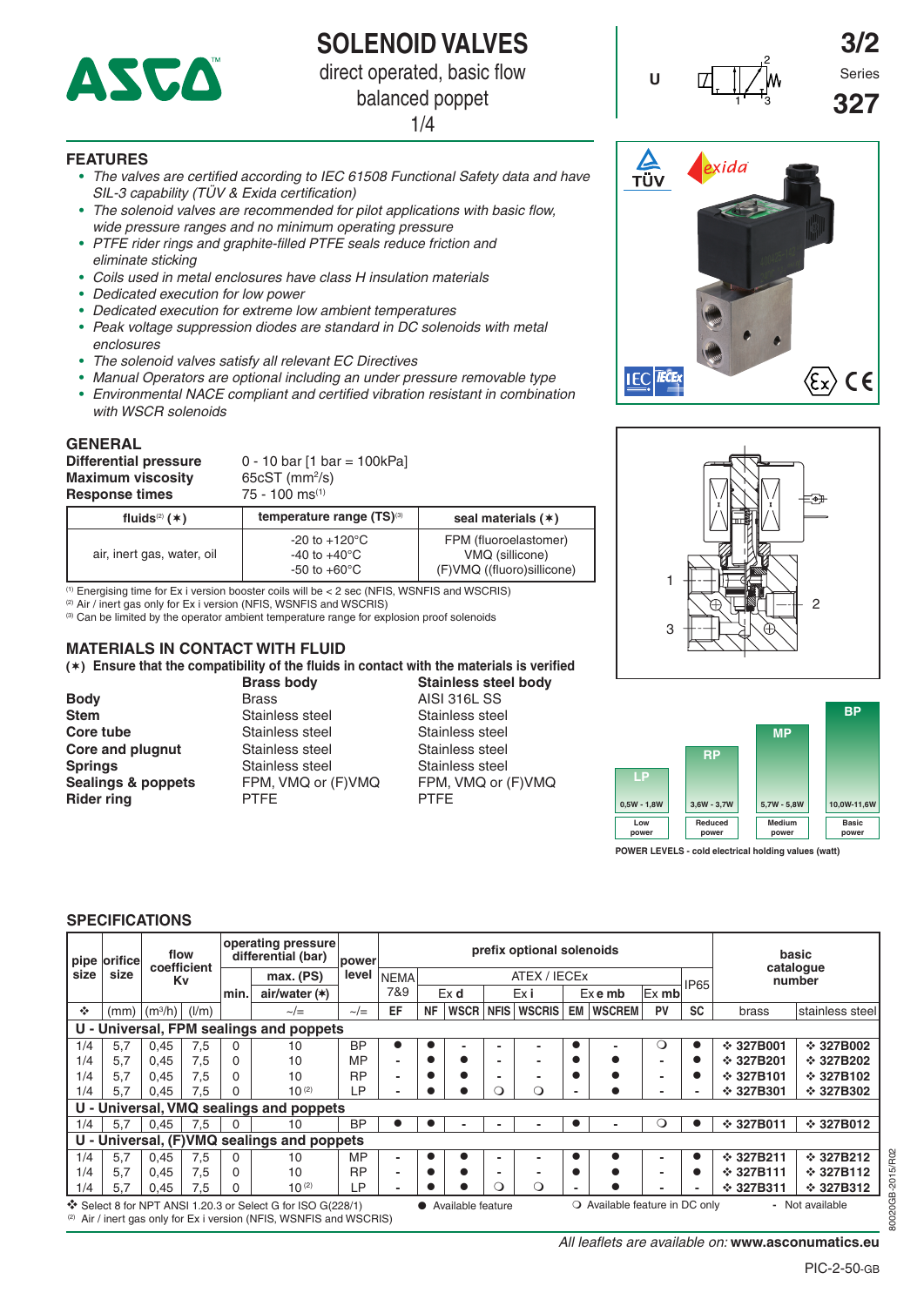# SOLENOID VALVES

direct operated, basic flow
balanced poppet
1/4

3/2
Series
**327**

U

## FEATURES

- *The valves are certified according to IEC 61508 Functional Safety data and have SIL-3 capability (TÜV & Exida certification)*
- *The solenoid valves are recommended for pilot applications with basic flow, wide pressure ranges and no minimum operating pressure*
- *PTFE rider rings and graphite-filled PTFE seals reduce friction and eliminate sticking*
- *Coils used in metal enclosures have class H insulation materials*
- *Dedicated execution for low power*
- *Dedicated execution for extreme low ambient temperatures*
- *Peak voltage suppression diodes are standard in DC solenoids with metal enclosures*
- *The solenoid valves satisfy all relevant EC Directives*
- *Manual Operators are optional including an under pressure removable type*
- *Environmental NACE compliant and certified vibration resistant in combination with WSCR solenoids*

## GENERAL

**Differential pressure** 0 - 10 bar [1 bar = 100kPa]
**Maximum viscosity** 65cST ($mm^2/s$)
**Response times** 75 - 100 ms[1]

| fluids[2] (∗) | temperature range (TS)[3] | seal materials (∗) |
|---|---|---|
| air, inert gas, water, oil | -20 to +120°C<br>-40 to +40°C<br>-50 to +60°C | FPM (fluoroelastomer)<br>VMQ (sillicone)<br>(F)VMQ ((fluoro)sillicone) |

[1] Energising time for Ex i version booster coils will be < 2 sec (NFIS, WSNFIS and WSCRIS)
[2] Air / inert gas only for Ex i version (NFIS, WSNFIS and WSCRIS)
[3] Can be limited by the operator ambient temperature range for explosion proof solenoids

## MATERIALS IN CONTACT WITH FLUID

**(∗) Ensure that the compatibility of the fluids in contact with the materials is verified**

| | Brass body | Stainless steel body |
|---|---|---|
| **Body** | Brass | AISI 316L SS |
| **Stem** | Stainless steel | Stainless steel |
| **Core tube** | Stainless steel | Stainless steel |
| **Core and plugnut** | Stainless steel | Stainless steel |
| **Springs** | Stainless steel | Stainless steel |
| **Sealings & poppets** | FPM, VMQ or (F)VMQ | FPM, VMQ or (F)VMQ |
| **Rider ring** | PTFE | PTFE |

| LP | RP | MP | BP |
|---|---|---|---|
| 0,5W - 1,8W | 3,6W - 3,7W | 5,7W - 5,8W | 10,0W-11,6W |
| Low power | Reduced power | Medium power | Basic power |

POWER LEVELS - cold electrical holding values (watt)

## SPECIFICATIONS

| pipe size | orifice size | flow coefficient Kv | | operating pressure differential (bar) | | power level | prefix optional solenoids | | | | | | | | | | basic catalogue number | |
|---|---|---|---|---|---|---|---|---|---|---|---|---|---|---|---|---|---|---|
| | | | | min. | max. (PS) air/water (∗) | | NEMA 7&9 | ATEX / IECEx | | | | | | | | IP65 | | |
| | | | | | | | | Ex d | | Ex i | | Ex e mb | | Ex mb | | | | |
| ❖ | (mm) | ($m^3/h$) | (l/m) | | ~/= | ~/= | EF | NF | WSCR | NFIS | WSCRIS | EM | WSCREM | PV | SC | | brass | stainless steel |
| **U - Universal, FPM sealings and poppets** | | | | | | | | | | | | | | | | | | |
| 1/4 | 5,7 | 0,45 | 7,5 | 0 | 10 | BP | ● | ● | - | - | - | ● | - | ❍ | ● | | ❖ 327B001 | ❖ 327B002 |
| 1/4 | 5,7 | 0,45 | 7,5 | 0 | 10 | MP | - | ● | ● | - | - | ● | ● | - | ● | | ❖ 327B201 | ❖ 327B202 |
| 1/4 | 5,7 | 0,45 | 7,5 | 0 | 10 | RP | - | ● | ● | - | - | ● | ● | - | ● | | ❖ 327B101 | ❖ 327B102 |
| 1/4 | 5,7 | 0,45 | 7,5 | 0 | 10[2] | LP | - | ● | ● | ❍ | ❍ | - | ● | - | - | | ❖ 327B301 | ❖ 327B302 |
| **U - Universal, VMQ sealings and poppets** | | | | | | | | | | | | | | | | | | |
| 1/4 | 5,7 | 0,45 | 7,5 | 0 | 10 | BP | ● | ● | - | - | - | ● | - | ❍ | ● | | ❖ 327B011 | ❖ 327B012 |
| **U - Universal, (F)VMQ sealings and poppets** | | | | | | | | | | | | | | | | | | |
| 1/4 | 5,7 | 0,45 | 7,5 | 0 | 10 | MP | - | ● | ● | - | - | ● | ● | - | ● | | ❖ 327B211 | ❖ 327B212 |
| 1/4 | 5,7 | 0,45 | 7,5 | 0 | 10 | RP | - | ● | ● | - | - | ● | ● | - | ● | | ❖ 327B111 | ❖ 327B112 |
| 1/4 | 5,7 | 0,45 | 7,5 | 0 | 10[2] | LP | - | ● | ● | ❍ | ❍ | - | ● | - | - | | ❖ 327B311 | ❖ 327B312 |

❖ Select 8 for NPT ANSI 1.20.3 or Select G for ISO G(228/1) ● Available feature ❍ Available feature in DC only - Not available
[2] Air / inert gas only for Ex i version (NFIS, WSNFIS and WSCRIS)

*All leaflets are available on:* **www.asconumatics.eu**

PIC-2-50-GB

80020GB-2015/R02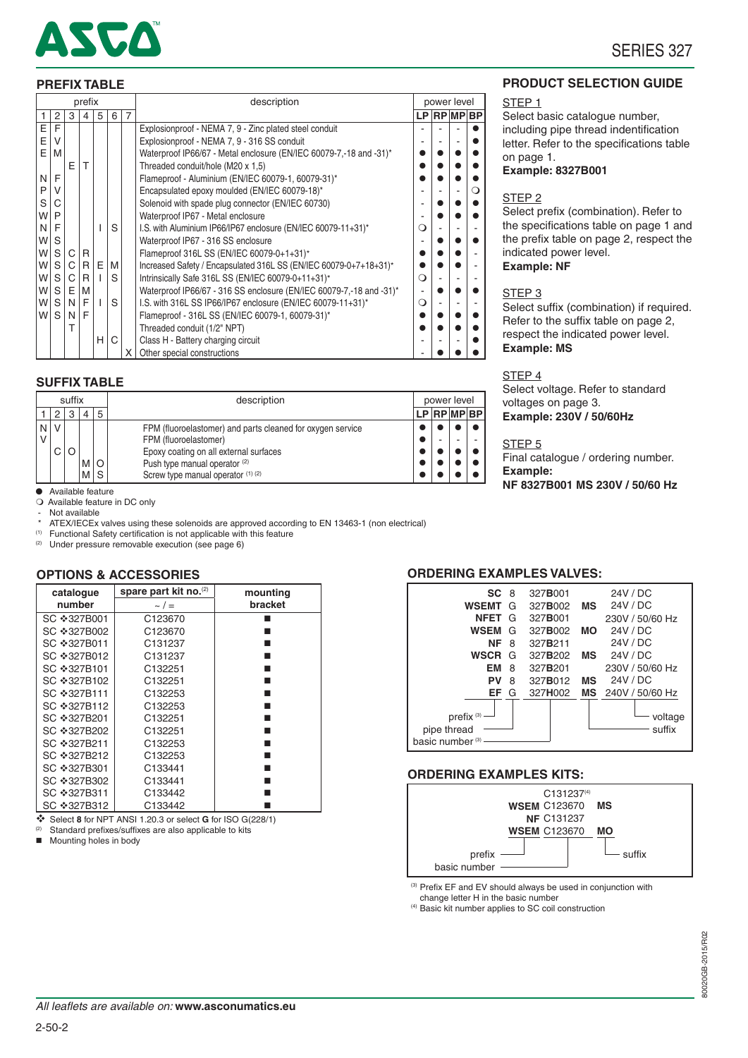## PREFIX TABLE

| prefix | | | | | | | description | power level | | | |
|---|---|---|---|---|---|---|---|---|---|---|---|
| 1 | 2 | 3 | 4 | 5 | 6 | 7 | | LP | RP | MP | BP |
| E | F | | | | | | Explosionproof - NEMA 7, 9 - Zinc plated steel conduit | - | - | - | ● |
| E | V | | | | | | Explosionproof - NEMA 7, 9 - 316 SS conduit | - | - | - | ● |
| E | M | | | | | | Waterproof IP66/67 - Metal enclosure (EN/IEC 60079-7,-18 and -31)* | ● | ● | ● | ● |
| | | E | T | | | | Threaded conduit/hole (M20 x 1,5) | ● | ● | ● | ● |
| N | F | | | | | | Flameproof - Aluminium (EN/IEC 60079-1, 60079-31)* | ● | ● | ● | ● |
| P | V | | | | | | Encapsulated epoxy moulded (EN/IEC 60079-18)* | - | - | - | ❍ |
| S | C | | | | | | Solenoid with spade plug connector (EN/IEC 60730) | - | ● | ● | ● |
| W | P | | | | | | Waterproof IP67 - Metal enclosure | - | ● | ● | ● |
| N | F | | | I | S | | I.S. with Aluminium IP66/IP67 enclosure (EN/IEC 60079-11+31)* | ❍ | - | - | - |
| W | S | | | | | | Waterproof IP67 - 316 SS enclosure | - | ● | ● | ● |
| W | S | C | R | | | | Flameproof 316L SS (EN/IEC 60079-0+1+31)* | ● | ● | ● | - |
| W | S | C | R | E | M | | Increased Safety / Encapsulated 316L SS (EN/IEC 60079-0+7+18+31)* | ● | ● | ● | - |
| W | S | C | R | I | S | | Intrinsically Safe 316L SS (EN/IEC 60079-0+11+31)* | ❍ | - | - | - |
| W | S | E | M | | | | Waterproof IP66/67 - 316 SS enclosure (EN/IEC 60079-7,-18 and -31)* | - | ● | ● | ● |
| W | S | N | F | I | S | | I.S. with 316L SS IP66/IP67 enclosure (EN/IEC 60079-11+31)* | ❍ | - | - | - |
| W | S | N | F | | | | Flameproof - 316L SS (EN/IEC 60079-1, 60079-31)* | ● | ● | ● | ● |
| | | T | | | | | Threaded conduit (1/2" NPT) | ● | ● | ● | ● |
| | | | | H | C | | Class H - Battery charging circuit | - | - | - | ● |
| | | | | | | X | Other special constructions | - | ● | ● | ● |

## SUFFIX TABLE

| suffix | | | | | description | power level | | | |
|---|---|---|---|---|---|---|---|---|---|
| 1 | 2 | 3 | 4 | 5 | | LP | RP | MP | BP |
| N | V | | | | FPM (fluoroelastomer) and parts cleaned for oxygen service | ● | ● | ● | ● |
| V | | | | | FPM (fluoroelastomer) | ● | - | - | - |
| | C | O | | | Epoxy coating on all external surfaces | ● | ● | ● | ● |
| | | | M | O | Push type manual operator [2] | ● | ● | ● | ● |
| | | | M | S | Screw type manual operator [1] [2] | ● | ● | ● | ● |

● Available feature
❍ Available feature in DC only
- Not available
\* ATEX/IECEx valves using these solenoids are approved according to EN 13463-1 (non electrical)
[1] Functional Safety certification is not applicable with this feature
[2] Under pressure removable execution (see page 6)

## OPTIONS & ACCESSORIES

| catalogue number | spare part kit no.[2] ~ / = | mounting bracket |
|---|---|---|
| SC ❖327B001 | C123670 | ■ |
| SC ❖327B002 | C123670 | ■ |
| SC ❖327B011 | C131237 | ■ |
| SC ❖327B012 | C131237 | ■ |
| SC ❖327B101 | C132251 | ■ |
| SC ❖327B102 | C132251 | ■ |
| SC ❖327B111 | C132253 | ■ |
| SC ❖327B112 | C132253 | ■ |
| SC ❖327B201 | C132251 | ■ |
| SC ❖327B202 | C132251 | ■ |
| SC ❖327B211 | C132253 | ■ |
| SC ❖327B212 | C132253 | ■ |
| SC ❖327B301 | C133441 | ■ |
| SC ❖327B302 | C133441 | ■ |
| SC ❖327B311 | C133442 | ■ |
| SC ❖327B312 | C133442 | ■ |

❖ Select **8** for NPT ANSI 1.20.3 or select **G** for ISO G(228/1)
[2] Standard prefixes/suffixes are also applicable to kits
■ Mounting holes in body

## PRODUCT SELECTION GUIDE

STEP 1
Select basic catalogue number, including pipe thread indentification letter. Refer to the specifications table on page 1.
**Example: 8327B001**

STEP 2
Select prefix (combination). Refer to the specifications table on page 1 and the prefix table on page 2, respect the indicated power level.
**Example: NF**

STEP 3
Select suffix (combination) if required. Refer to the suffix table on page 2, respect the indicated power level.
**Example: MS**

STEP 4
Select voltage. Refer to standard voltages on page 3.
**Example: 230V / 50/60Hz**

STEP 5
Final catalogue / ordering number.
**Example:**
**NF 8327B001 MS 230V / 50/60 Hz**

## ORDERING EXAMPLES VALVES:

| prefix [3] | pipe thread | basic number [3] | suffix | voltage |
|---|---|---|---|---|
| **SC** | 8 | 327**B**001 | | 24V / DC |
| **WSEMT** | G | 327**B**002 | **MS** | 24V / DC |
| **NFET** | G | 327**B**001 | | 230V / 50/60 Hz |
| **WSEM** | G | 327**B**002 | **MO** | 24V / DC |
| **NF** | 8 | 327**B**211 | | 24V / DC |
| **WSCR** | G | 327**B**202 | **MS** | 24V / DC |
| **EM** | 8 | 327**B**201 | | 230V / 50/60 Hz |
| **PV** | 8 | 327**B**012 | **MS** | 24V / DC |
| **EF** | G | 327**H**002 | **MS** | 240V / 50/60 Hz |

## ORDERING EXAMPLES KITS:

| prefix | basic number | suffix |
|---|---|---|
| | C131237[4] | |
| **WSEM** | C123670 | **MS** |
| **NF** | C131237 | |
| **WSEM** | C123670 | **MO** |

[3] Prefix EF and EV should always be used in conjunction with change letter H in the basic number
[4] Basic kit number applies to SC coil construction

80020GB-2015/R02

*All leaflets are available on:* **www.asconumatics.eu**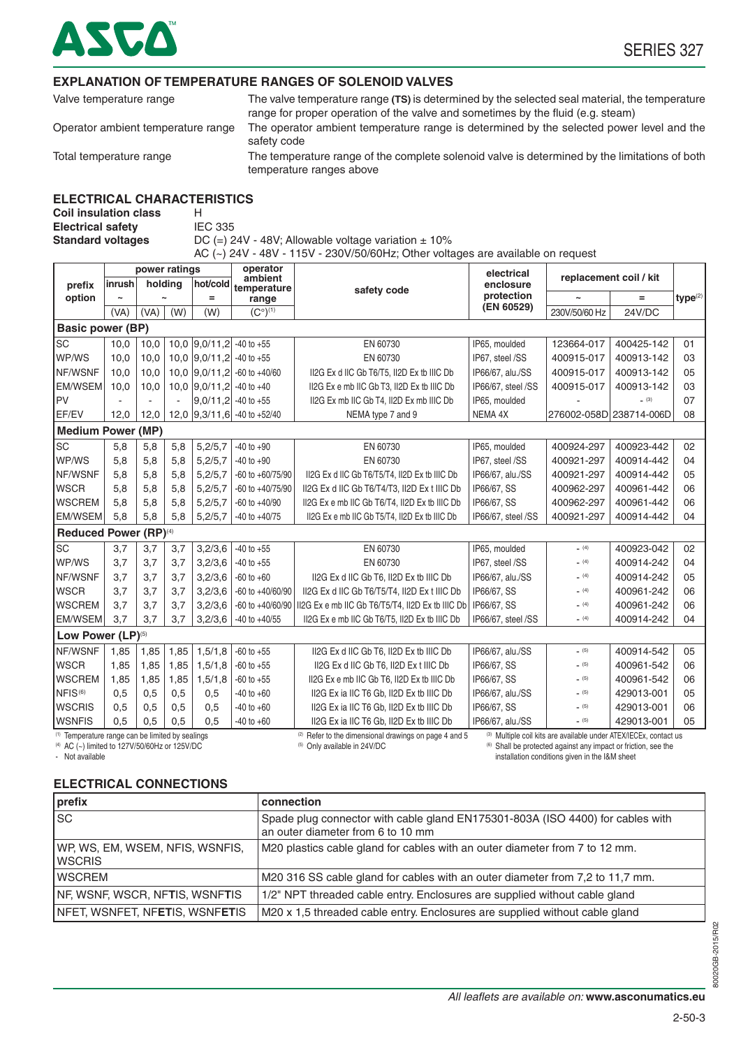## EXPLANATION OF TEMPERATURE RANGES OF SOLENOID VALVES

| | |
|---|---|
| Valve temperature range | The valve temperature range **(TS)** is determined by the selected seal material, the temperature range for proper operation of the valve and sometimes by the fluid (e.g. steam) |
| Operator ambient temperature range | The operator ambient temperature range is determined by the selected power level and the safety code |
| Total temperature range | The temperature range of the complete solenoid valve is determined by the limitations of both temperature ranges above |

## ELECTRICAL CHARACTERISTICS

**Coil insulation class** H
**Electrical safety** IEC 335
**Standard voltages** DC (=) 24V - 48V; Allowable voltage variation ± 10%
AC (~) 24V - 48V - 115V - 230V/50/60Hz; Other voltages are available on request

| prefix option | power ratings | | | | operator ambient temperature range | safety code | electrical enclosure protection (EN 60529) | replacement coil / kit | | type[2] |
|---|---|---|---|---|---|---|---|---|---|---|
| | inrush ~ | holding ~ | | hot/cold = | | | | ~ | = | |
| | (VA) | (VA) | (W) | (W) | (C°)[1] | | | 230V/50/60 Hz | 24V/DC | |
| **Basic power (BP)** | | | | | | | | | | |
| SC | 10,0 | 10,0 | 10,0 | 9,0/11,2 | -40 to +55 | EN 60730 | IP65, moulded | 123664-017 | 400425-142 | 01 |
| WP/WS | 10,0 | 10,0 | 10,0 | 9,0/11,2 | -40 to +55 | EN 60730 | IP67, steel /SS | 400915-017 | 400913-142 | 03 |
| NF/WSNF | 10,0 | 10,0 | 10,0 | 9,0/11,2 | -60 to +40/60 | II2G Ex d IIC Gb T6/T5, II2D Ex tb IIIC Db | IP66/67, alu./SS | 400915-017 | 400913-142 | 05 |
| EM/WSEM | 10,0 | 10,0 | 10,0 | 9,0/11,2 | -40 to +40 | II2G Ex e mb IIC Gb T3, II2D Ex tb IIIC Db | IP66/67, steel /SS | 400915-017 | 400913-142 | 03 |
| PV | - | - | - | 9,0/11,2 | -40 to +55 | II2G Ex mb IIC Gb T4, II2D Ex mb IIIC Db | IP65, moulded | - | - [3] | 07 |
| EF/EV | 12,0 | 12,0 | 12,0 | 9,3/11,6 | -40 to +52/40 | NEMA type 7 and 9 | NEMA 4X | 276002-058D | 238714-006D | 08 |
| **Medium Power (MP)** | | | | | | | | | | |
| SC | 5,8 | 5,8 | 5,8 | 5,2/5,7 | -40 to +90 | EN 60730 | IP65, moulded | 400924-297 | 400923-442 | 02 |
| WP/WS | 5,8 | 5,8 | 5,8 | 5,2/5,7 | -40 to +90 | EN 60730 | IP67, steel /SS | 400921-297 | 400914-442 | 04 |
| NF/WSNF | 5,8 | 5,8 | 5,8 | 5,2/5,7 | -60 to +60/75/90 | II2G Ex d IIC Gb T6/T5/T4, II2D Ex tb IIIC Db | IP66/67, alu./SS | 400921-297 | 400914-442 | 05 |
| WSCR | 5,8 | 5,8 | 5,8 | 5,2/5,7 | -60 to +40/75/90 | II2G Ex d IIC Gb T6/T4/T3, II2D Ex t IIIC Db | IP66/67, SS | 400962-297 | 400961-442 | 06 |
| WSCREM | 5,8 | 5,8 | 5,8 | 5,2/5,7 | -60 to +40/90 | II2G Ex e mb IIC Gb T6/T4, II2D Ex tb IIIC Db | IP66/67, SS | 400962-297 | 400961-442 | 06 |
| EM/WSEM | 5,8 | 5,8 | 5,8 | 5,2/5,7 | -40 to +40/75 | II2G Ex e mb IIC Gb T5/T4, II2D Ex tb IIIC Db | IP66/67, steel /SS | 400921-297 | 400914-442 | 04 |
| **Reduced Power (RP)[4]** | | | | | | | | | | |
| SC | 3,7 | 3,7 | 3,7 | 3,2/3,6 | -40 to +55 | EN 60730 | IP65, moulded | - [4] | 400923-042 | 02 |
| WP/WS | 3,7 | 3,7 | 3,7 | 3,2/3,6 | -40 to +55 | EN 60730 | IP67, steel /SS | - [4] | 400914-242 | 04 |
| NF/WSNF | 3,7 | 3,7 | 3,7 | 3,2/3,6 | -60 to +60 | II2G Ex d IIC Gb T6, II2D Ex tb IIIC Db | IP66/67, alu./SS | - [4] | 400914-242 | 05 |
| WSCR | 3,7 | 3,7 | 3,7 | 3,2/3,6 | -60 to +40/60/90 | II2G Ex d IIC Gb T6/T5/T4, II2D Ex t IIIC Db | IP66/67, SS | - [4] | 400961-242 | 06 |
| WSCREM | 3,7 | 3,7 | 3,7 | 3,2/3,6 | -60 to +40/60/90 | II2G Ex e mb IIC Gb T6/T5/T4, II2D Ex tb IIIC Db | IP66/67, SS | - [4] | 400961-242 | 06 |
| EM/WSEM | 3,7 | 3,7 | 3,7 | 3,2/3,6 | -40 to +40/55 | II2G Ex e mb IIC Gb T6/T5, II2D Ex tb IIIC Db | IP66/67, steel /SS | - [4] | 400914-242 | 04 |
| **Low Power (LP)[5]** | | | | | | | | | | |
| NF/WSNF | 1,85 | 1,85 | 1,85 | 1,5/1,8 | -60 to +55 | II2G Ex d IIC Gb T6, II2D Ex tb IIIC Db | IP66/67, alu./SS | - [5] | 400914-542 | 05 |
| WSCR | 1,85 | 1,85 | 1,85 | 1,5/1,8 | -60 to +55 | II2G Ex d IIC Gb T6, II2D Ex t IIIC Db | IP66/67, SS | - [5] | 400961-542 | 06 |
| WSCREM | 1,85 | 1,85 | 1,85 | 1,5/1,8 | -60 to +55 | II2G Ex e mb IIC Gb T6, II2D Ex tb IIIC Db | IP66/67, SS | - [5] | 400961-542 | 06 |
| NFIS[6] | 0,5 | 0,5 | 0,5 | 0,5 | -40 to +60 | II2G Ex ia IIC T6 Gb, II2D Ex tb IIIC Db | IP66/67, alu./SS | - [5] | 429013-001 | 05 |
| WSCRIS | 0,5 | 0,5 | 0,5 | 0,5 | -40 to +60 | II2G Ex ia IIC T6 Gb, II2D Ex tb IIIC Db | IP66/67, SS | - [5] | 429013-001 | 06 |
| WSNFIS | 0,5 | 0,5 | 0,5 | 0,5 | -40 to +60 | II2G Ex ia IIC T6 Gb, II2D Ex tb IIIC Db | IP66/67, alu./SS | - [5] | 429013-001 | 05 |

(1) Temperature range can be limited by sealings
(2) Refer to the dimensional drawings on page 4 and 5
(3) Multiple coil kits are available under ATEX/IECEx, contact us
(4) AC (~) limited to 127V/50/60Hz or 125V/DC
(5) Only available in 24V/DC
(6) Shall be protected against any impact or friction, see the installation conditions given in the I&M sheet
- Not available

## ELECTRICAL CONNECTIONS

| prefix | connection |
|---|---|
| SC | Spade plug connector with cable gland EN175301-803A (ISO 4400) for cables with an outer diameter from 6 to 10 mm |
| WP, WS, EM, WSEM, NFIS, WSNFIS, WSCRIS | M20 plastics cable gland for cables with an outer diameter from 7 to 12 mm. |
| WSCREM | M20 316 SS cable gland for cables with an outer diameter from 7,2 to 11,7 mm. |
| NF, WSNF, WSCR, NF**T**IS, WSNF**T**IS | 1/2" NPT threaded cable entry. Enclosures are supplied without cable gland |
| NFET, WSNFET, NF**ET**IS, WSNF**ET**IS | M20 x 1,5 threaded cable entry. Enclosures are supplied without cable gland |

*All leaflets are available on:* **www.asconumatics.eu**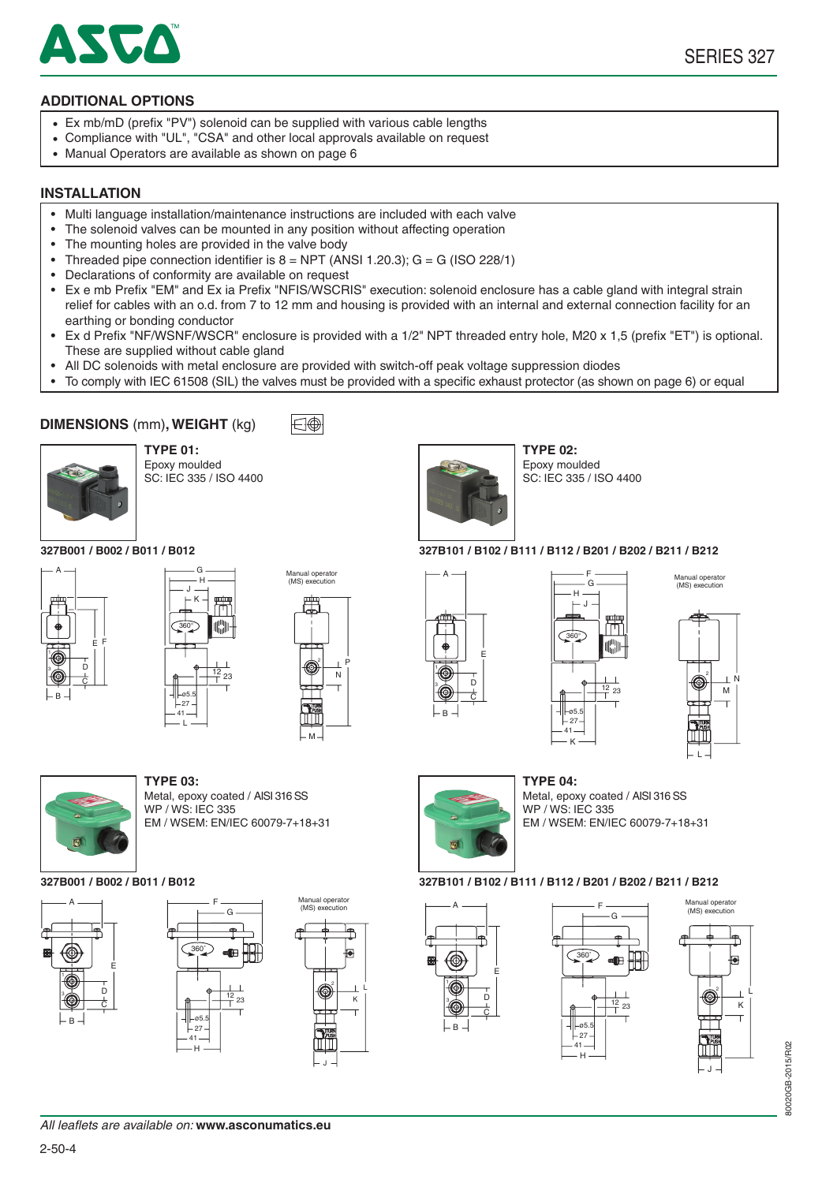## ADDITIONAL OPTIONS

- Ex mb/mD (prefix "PV") solenoid can be supplied with various cable lengths
- Compliance with "UL", "CSA" and other local approvals available on request
- Manual Operators are available as shown on page 6

## INSTALLATION

- Multi language installation/maintenance instructions are included with each valve
- The solenoid valves can be mounted in any position without affecting operation
- The mounting holes are provided in the valve body
- Threaded pipe connection identifier is 8 = NPT (ANSI 1.20.3); G = G (ISO 228/1)
- Declarations of conformity are available on request
- Ex e mb Prefix "EM" and Ex ia Prefix "NFIS/WSCRIS" execution: solenoid enclosure has a cable gland with integral strain relief for cables with an o.d. from 7 to 12 mm and housing is provided with an internal and external connection facility for an earthing or bonding conductor
- Ex d Prefix "NF/WSNF/WSCR" enclosure is provided with a 1/2" NPT threaded entry hole, M20 x 1,5 (prefix "ET") is optional. These are supplied without cable gland
- All DC solenoids with metal enclosure are provided with switch-off peak voltage suppression diodes
- To comply with IEC 61508 (SIL) the valves must be provided with a specific exhaust protector (as shown on page 6) or equal

## DIMENSIONS (mm), WEIGHT (kg)

**TYPE 01:**
Epoxy moulded
SC: IEC 335 / ISO 4400

**327B001 / B002 / B011 / B012**

Manual operator (MS) execution

**TYPE 02:**
Epoxy moulded
SC: IEC 335 / ISO 4400

**327B101 / B102 / B111 / B112 / B201 / B202 / B211 / B212**

Manual operator (MS) execution

**TYPE 03:**
Metal, epoxy coated / AISI 316 SS
WP / WS: IEC 335
EM / WSEM: EN/IEC 60079-7+18+31

**327B001 / B002 / B011 / B012**

Manual operator (MS) execution

**TYPE 04:**
Metal, epoxy coated / AISI 316 SS
WP / WS: IEC 335
EM / WSEM: EN/IEC 60079-7+18+31

**327B101 / B102 / B111 / B112 / B201 / B202 / B211 / B212**

Manual operator (MS) execution

*All leaflets are available on:* **www.asconumatics.eu**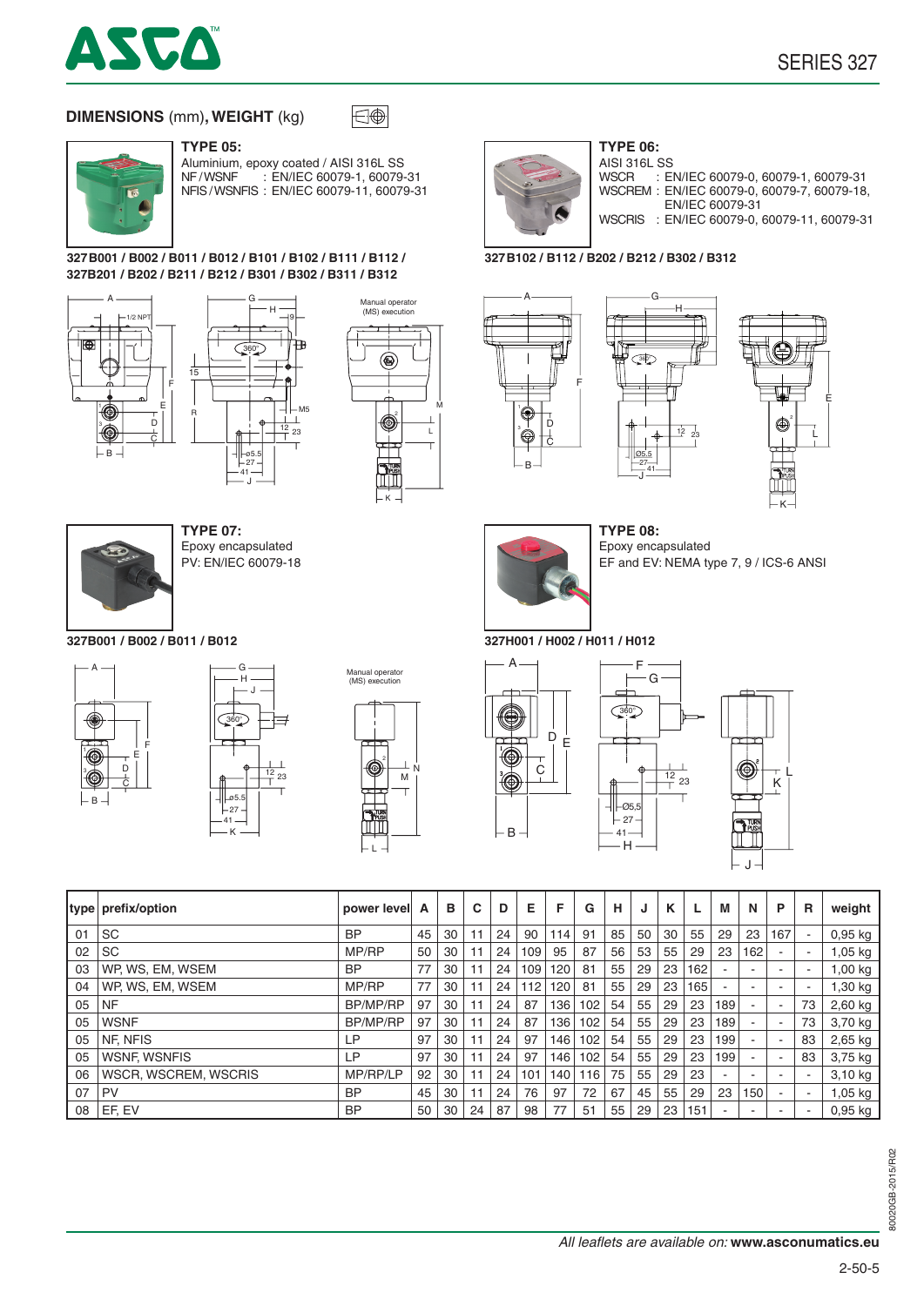## DIMENSIONS (mm), WEIGHT (kg)

**TYPE 05:**
Aluminium, epoxy coated / AISI 316L SS
NF / WSNF : EN/IEC 60079-1, 60079-31
NFIS / WSNFIS : EN/IEC 60079-11, 60079-31

**327B001 / B002 / B011 / B012 / B101 / B102 / B111 / B112 / 327B201 / B202 / B211 / B212 / B301 / B302 / B311 / B312**

Manual operator (MS) execution

**TYPE 06:**
AISI 316L SS
WSCR : EN/IEC 60079-0, 60079-1, 60079-31
WSCREM : EN/IEC 60079-0, 60079-7, 60079-18, EN/IEC 60079-31
WSCRIS : EN/IEC 60079-0, 60079-11, 60079-31

**327B102 / B112 / B202 / B212 / B302 / B312**

**TYPE 07:**
Epoxy encapsulated
PV: EN/IEC 60079-18

**327B001 / B002 / B011 / B012**

Manual operator (MS) execution

**TYPE 08:**
Epoxy encapsulated
EF and EV: NEMA type 7, 9 / ICS-6 ANSI

**327H001 / H002 / H011 / H012**

| type | prefix/option | power level | A | B | C | D | E | F | G | H | J | K | L | M | N | P | R | weight |
|---|---|---|---|---|---|---|---|---|---|---|---|---|---|---|---|---|---|---|
| 01 | SC | BP | 45 | 30 | 11 | 24 | 90 | 114 | 91 | 85 | 50 | 30 | 55 | 29 | 23 | 167 | - | 0,95 kg |
| 02 | SC | MP/RP | 50 | 30 | 11 | 24 | 109 | 95 | 87 | 56 | 53 | 55 | 29 | 23 | 162 | - | - | 1,05 kg |
| 03 | WP, WS, EM, WSEM | BP | 77 | 30 | 11 | 24 | 109 | 120 | 81 | 55 | 29 | 23 | 162 | - | - | - | - | 1,00 kg |
| 04 | WP, WS, EM, WSEM | MP/RP | 77 | 30 | 11 | 24 | 112 | 120 | 81 | 55 | 29 | 23 | 165 | - | - | - | - | 1,30 kg |
| 05 | NF | BP/MP/RP | 97 | 30 | 11 | 24 | 87 | 136 | 102 | 54 | 55 | 29 | 23 | 189 | - | - | 73 | 2,60 kg |
| 05 | WSNF | BP/MP/RP | 97 | 30 | 11 | 24 | 87 | 136 | 102 | 54 | 55 | 29 | 23 | 189 | - | - | 73 | 3,70 kg |
| 05 | NF, NFIS | LP | 97 | 30 | 11 | 24 | 97 | 146 | 102 | 54 | 55 | 29 | 23 | 199 | - | - | 83 | 2,65 kg |
| 05 | WSNF, WSNFIS | LP | 97 | 30 | 11 | 24 | 97 | 146 | 102 | 54 | 55 | 29 | 23 | 199 | - | - | 83 | 3,75 kg |
| 06 | WSCR, WSCREM, WSCRIS | MP/RP/LP | 92 | 30 | 11 | 24 | 101 | 140 | 116 | 75 | 55 | 29 | 23 | - | - | - | - | 3,10 kg |
| 07 | PV | BP | 45 | 30 | 11 | 24 | 76 | 97 | 72 | 67 | 45 | 55 | 29 | 23 | 150 | - | - | 1,05 kg |
| 08 | EF, EV | BP | 50 | 30 | 24 | 87 | 98 | 77 | 51 | 55 | 29 | 23 | 151 | - | - | - | - | 0,95 kg |

*All leaflets are available on:* **www.asconumatics.eu**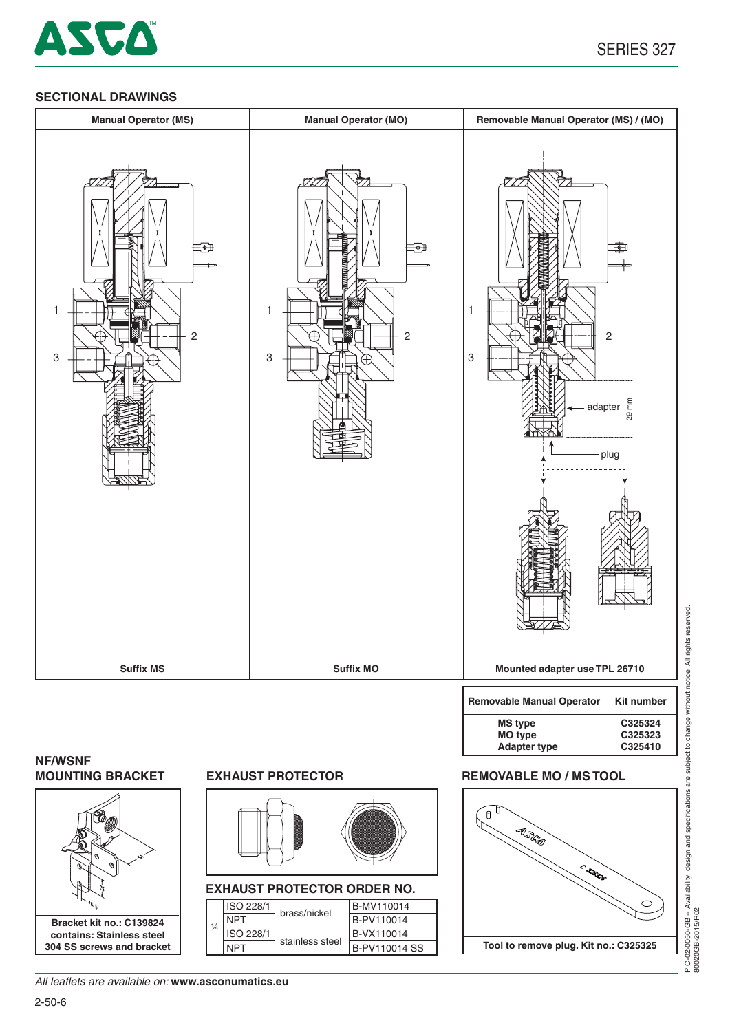## SECTIONAL DRAWINGS

| Manual Operator (MS) | Manual Operator (MO) | Removable Manual Operator (MS) / (MO) |
|---|---|---|
| 1 3 2 | 1 3 2 | 1 3 2 adapter 29 mm plug |
| Suffix MS | Suffix MO | Mounted adapter use TPL 26710 |

| Removable Manual Operator | Kit number |
|---|---|
| MS type | C325324 |
| MO type | C325323 |
| Adapter type | C325410 |

### NF/WSNF MOUNTING BRACKET

**Bracket kit no.: C139824 contains: Stainless steel 304 SS screws and bracket**

### EXHAUST PROTECTOR

### EXHAUST PROTECTOR ORDER NO.

| | | | |
|---|---|---|---|
| ¼ | ISO 228/1 | brass/nickel | B-MV110014 |
| | NPT | | B-PV110014 |
| | ISO 228/1 | stainless steel | B-VX110014 |
| | NPT | | B-PV110014 SS |

### REMOVABLE MO / MS TOOL

ASCO C 325325

Tool to remove plug. Kit no.: C325325

*All leaflets are available on:* **www.asconumatics.eu**

PIC-02-0050-GB – Availability, design and specifications are subject to change without notice. All rights reserved. 80020GB-2015/R02